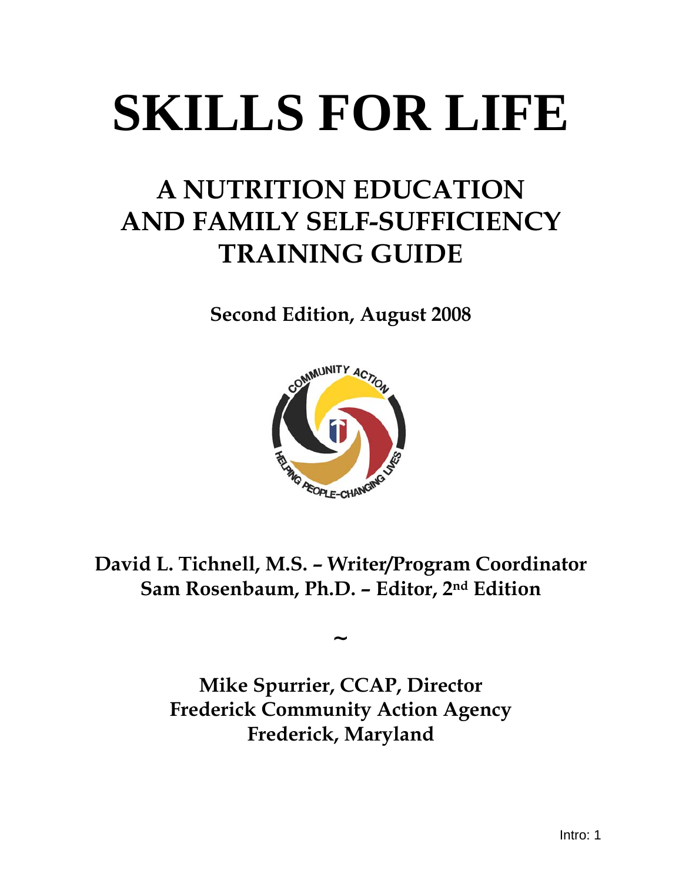# SKILLS FOR LIFE

## A NUTRITION EDUCATION AND FAMILY SELF-SUFFICIENCY TRAINING GUIDE

**Second Edition, August 2008**

**David L. Tichnell, M.S. – Writer/Program Coordinator**
**Sam Rosenbaum, Ph.D. – Editor, 2nd Edition**

~

**Mike Spurrier, CCAP, Director**
**Frederick Community Action Agency**
**Frederick, Maryland**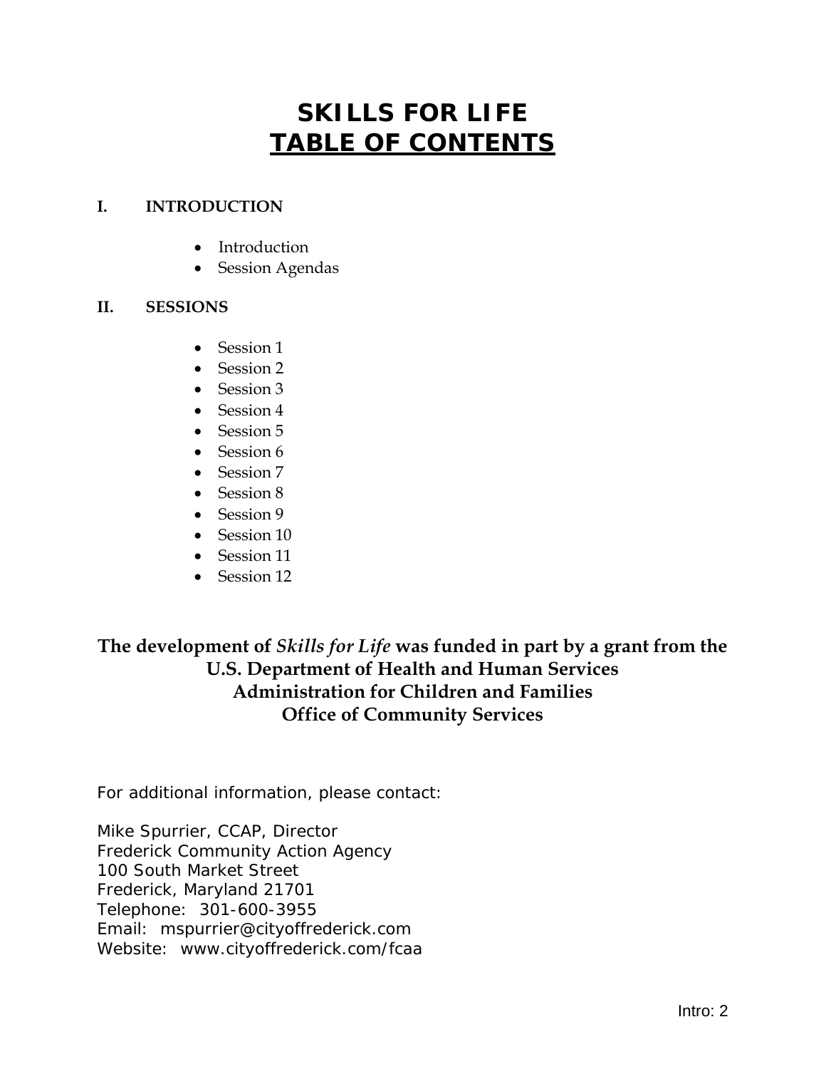# SKILLS FOR LIFE
# <u>TABLE OF CONTENTS</u>

## I. INTRODUCTION

- Introduction
- Session Agendas

## II. SESSIONS

- Session 1
- Session 2
- Session 3
- Session 4
- Session 5
- Session 6
- Session 7
- Session 8
- Session 9
- Session 10
- Session 11
- Session 12

**The development of *Skills for Life* was funded in part by a grant from the U.S. Department of Health and Human Services Administration for Children and Families Office of Community Services**

For additional information, please contact:

Mike Spurrier, CCAP, Director
Frederick Community Action Agency
100 South Market Street
Frederick, Maryland 21701
Telephone: 301-600-3955
Email: mspurrier@cityoffrederick.com
Website: www.cityoffrederick.com/fcaa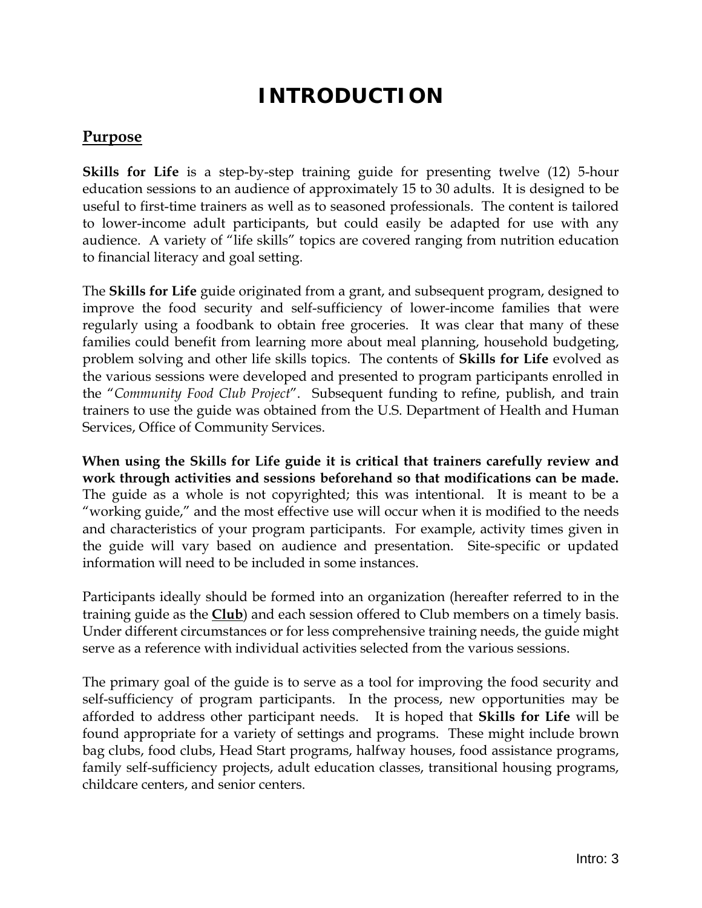# INTRODUCTION

## Purpose

**Skills for Life** is a step-by-step training guide for presenting twelve (12) 5-hour education sessions to an audience of approximately 15 to 30 adults. It is designed to be useful to first-time trainers as well as to seasoned professionals. The content is tailored to lower-income adult participants, but could easily be adapted for use with any audience. A variety of "life skills" topics are covered ranging from nutrition education to financial literacy and goal setting.

The **Skills for Life** guide originated from a grant, and subsequent program, designed to improve the food security and self-sufficiency of lower-income families that were regularly using a foodbank to obtain free groceries. It was clear that many of these families could benefit from learning more about meal planning, household budgeting, problem solving and other life skills topics. The contents of **Skills for Life** evolved as the various sessions were developed and presented to program participants enrolled in the "*Community Food Club Project*". Subsequent funding to refine, publish, and train trainers to use the guide was obtained from the U.S. Department of Health and Human Services, Office of Community Services.

**When using the Skills for Life guide it is critical that trainers carefully review and work through activities and sessions beforehand so that modifications can be made.** The guide as a whole is not copyrighted; this was intentional. It is meant to be a "working guide," and the most effective use will occur when it is modified to the needs and characteristics of your program participants. For example, activity times given in the guide will vary based on audience and presentation. Site-specific or updated information will need to be included in some instances.

Participants ideally should be formed into an organization (hereafter referred to in the training guide as the **Club**) and each session offered to Club members on a timely basis. Under different circumstances or for less comprehensive training needs, the guide might serve as a reference with individual activities selected from the various sessions.

The primary goal of the guide is to serve as a tool for improving the food security and self-sufficiency of program participants. In the process, new opportunities may be afforded to address other participant needs. It is hoped that **Skills for Life** will be found appropriate for a variety of settings and programs. These might include brown bag clubs, food clubs, Head Start programs, halfway houses, food assistance programs, family self-sufficiency projects, adult education classes, transitional housing programs, childcare centers, and senior centers.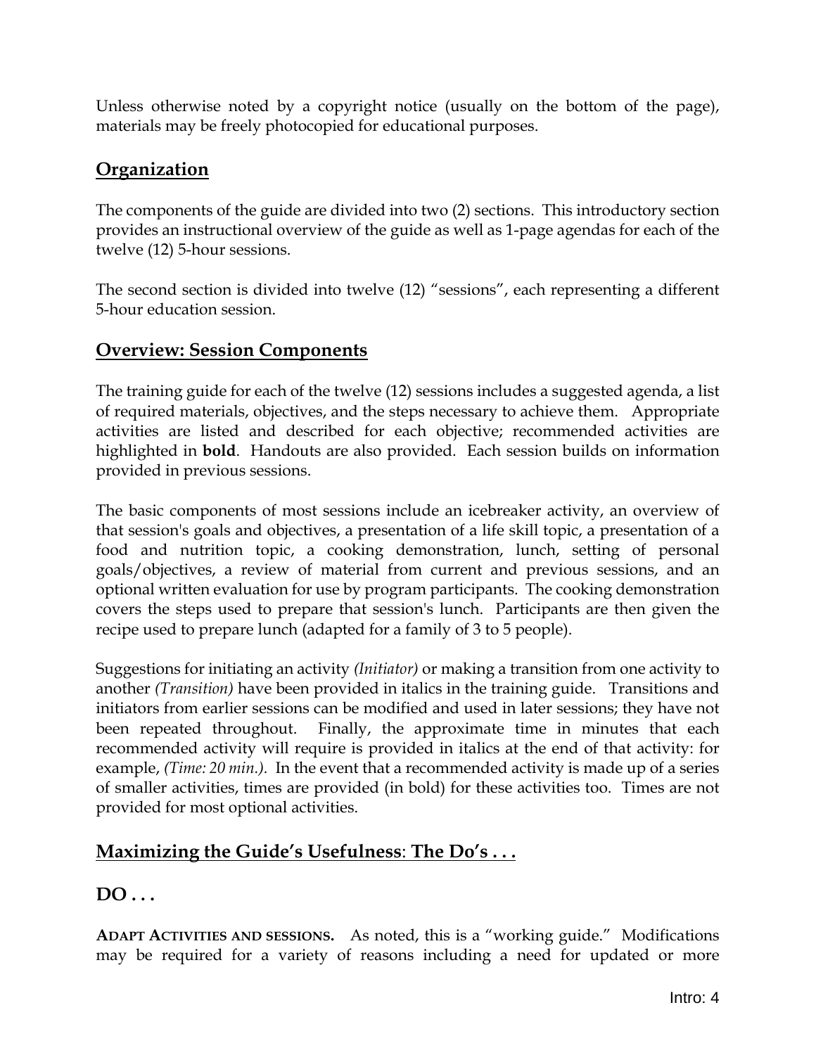Unless otherwise noted by a copyright notice (usually on the bottom of the page), materials may be freely photocopied for educational purposes.

## Organization

The components of the guide are divided into two (2) sections. This introductory section provides an instructional overview of the guide as well as 1-page agendas for each of the twelve (12) 5-hour sessions.

The second section is divided into twelve (12) "sessions", each representing a different 5-hour education session.

## Overview: Session Components

The training guide for each of the twelve (12) sessions includes a suggested agenda, a list of required materials, objectives, and the steps necessary to achieve them. Appropriate activities are listed and described for each objective; recommended activities are highlighted in **bold**. Handouts are also provided. Each session builds on information provided in previous sessions.

The basic components of most sessions include an icebreaker activity, an overview of that session's goals and objectives, a presentation of a life skill topic, a presentation of a food and nutrition topic, a cooking demonstration, lunch, setting of personal goals/objectives, a review of material from current and previous sessions, and an optional written evaluation for use by program participants. The cooking demonstration covers the steps used to prepare that session's lunch. Participants are then given the recipe used to prepare lunch (adapted for a family of 3 to 5 people).

Suggestions for initiating an activity *(Initiator)* or making a transition from one activity to another *(Transition)* have been provided in italics in the training guide. Transitions and initiators from earlier sessions can be modified and used in later sessions; they have not been repeated throughout. Finally, the approximate time in minutes that each recommended activity will require is provided in italics at the end of that activity: for example, *(Time: 20 min.).* In the event that a recommended activity is made up of a series of smaller activities, times are provided (in bold) for these activities too. Times are not provided for most optional activities.

## Maximizing the Guide's Usefulness: The Do's . . .

## DO . . .

**ADAPT ACTIVITIES AND SESSIONS.** As noted, this is a "working guide." Modifications may be required for a variety of reasons including a need for updated or more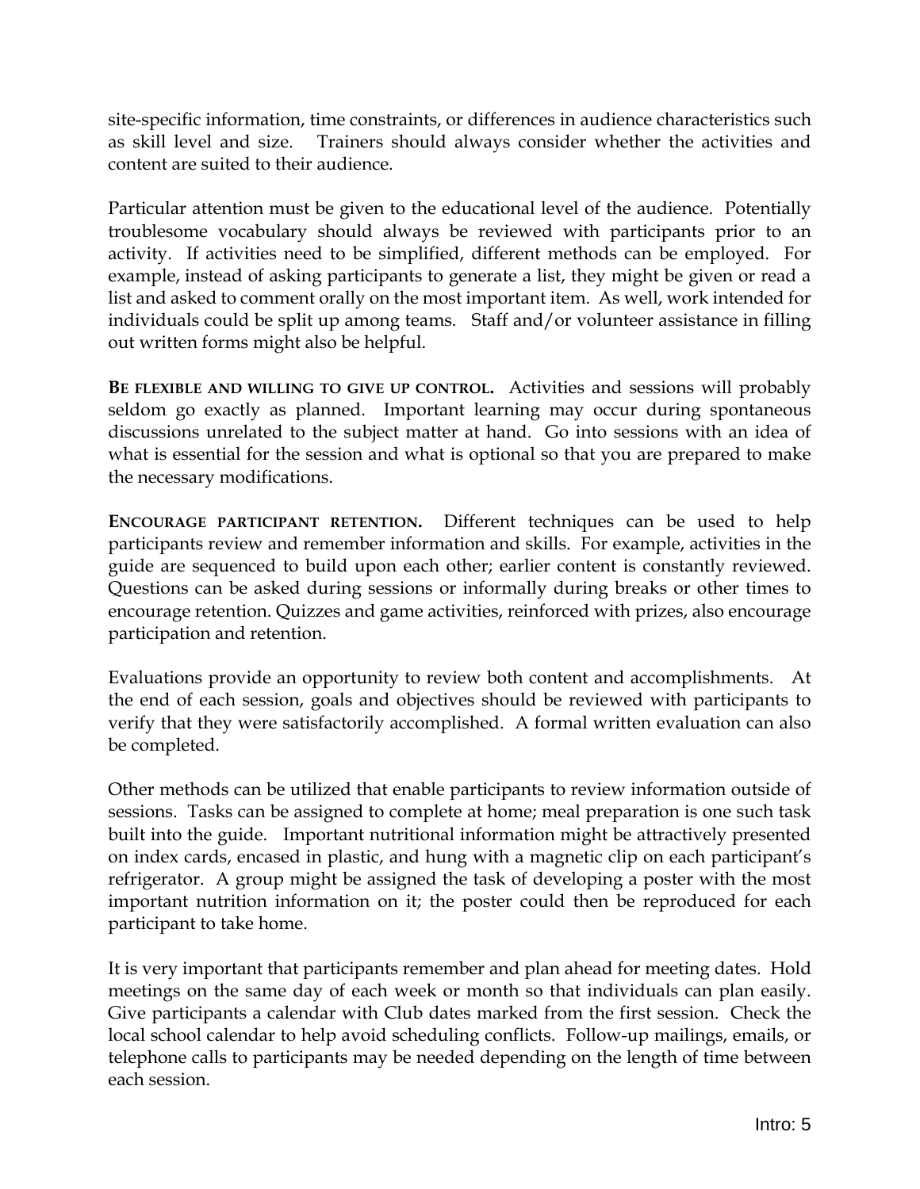site-specific information, time constraints, or differences in audience characteristics such as skill level and size. Trainers should always consider whether the activities and content are suited to their audience.

Particular attention must be given to the educational level of the audience. Potentially troublesome vocabulary should always be reviewed with participants prior to an activity. If activities need to be simplified, different methods can be employed. For example, instead of asking participants to generate a list, they might be given or read a list and asked to comment orally on the most important item. As well, work intended for individuals could be split up among teams. Staff and/or volunteer assistance in filling out written forms might also be helpful.

**BE FLEXIBLE AND WILLING TO GIVE UP CONTROL.** Activities and sessions will probably seldom go exactly as planned. Important learning may occur during spontaneous discussions unrelated to the subject matter at hand. Go into sessions with an idea of what is essential for the session and what is optional so that you are prepared to make the necessary modifications.

**ENCOURAGE PARTICIPANT RETENTION.** Different techniques can be used to help participants review and remember information and skills. For example, activities in the guide are sequenced to build upon each other; earlier content is constantly reviewed. Questions can be asked during sessions or informally during breaks or other times to encourage retention. Quizzes and game activities, reinforced with prizes, also encourage participation and retention.

Evaluations provide an opportunity to review both content and accomplishments. At the end of each session, goals and objectives should be reviewed with participants to verify that they were satisfactorily accomplished. A formal written evaluation can also be completed.

Other methods can be utilized that enable participants to review information outside of sessions. Tasks can be assigned to complete at home; meal preparation is one such task built into the guide. Important nutritional information might be attractively presented on index cards, encased in plastic, and hung with a magnetic clip on each participant's refrigerator. A group might be assigned the task of developing a poster with the most important nutrition information on it; the poster could then be reproduced for each participant to take home.

It is very important that participants remember and plan ahead for meeting dates. Hold meetings on the same day of each week or month so that individuals can plan easily. Give participants a calendar with Club dates marked from the first session. Check the local school calendar to help avoid scheduling conflicts. Follow-up mailings, emails, or telephone calls to participants may be needed depending on the length of time between each session.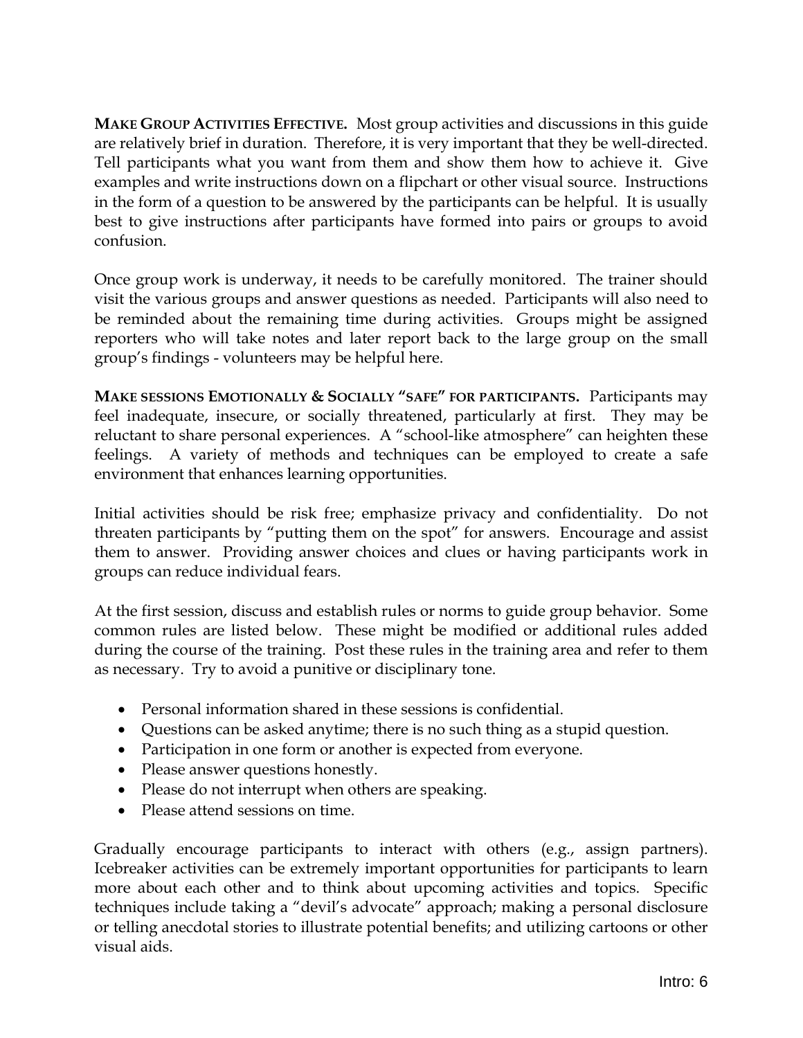**MAKE GROUP ACTIVITIES EFFECTIVE.** Most group activities and discussions in this guide are relatively brief in duration. Therefore, it is very important that they be well-directed. Tell participants what you want from them and show them how to achieve it. Give examples and write instructions down on a flipchart or other visual source. Instructions in the form of a question to be answered by the participants can be helpful. It is usually best to give instructions after participants have formed into pairs or groups to avoid confusion.

Once group work is underway, it needs to be carefully monitored. The trainer should visit the various groups and answer questions as needed. Participants will also need to be reminded about the remaining time during activities. Groups might be assigned reporters who will take notes and later report back to the large group on the small group's findings - volunteers may be helpful here.

**MAKE SESSIONS EMOTIONALLY & SOCIALLY "SAFE" FOR PARTICIPANTS.** Participants may feel inadequate, insecure, or socially threatened, particularly at first. They may be reluctant to share personal experiences. A "school-like atmosphere" can heighten these feelings. A variety of methods and techniques can be employed to create a safe environment that enhances learning opportunities.

Initial activities should be risk free; emphasize privacy and confidentiality. Do not threaten participants by "putting them on the spot" for answers. Encourage and assist them to answer. Providing answer choices and clues or having participants work in groups can reduce individual fears.

At the first session, discuss and establish rules or norms to guide group behavior. Some common rules are listed below. These might be modified or additional rules added during the course of the training. Post these rules in the training area and refer to them as necessary. Try to avoid a punitive or disciplinary tone.

- Personal information shared in these sessions is confidential.
- Questions can be asked anytime; there is no such thing as a stupid question.
- Participation in one form or another is expected from everyone.
- Please answer questions honestly.
- Please do not interrupt when others are speaking.
- Please attend sessions on time.

Gradually encourage participants to interact with others (e.g., assign partners). Icebreaker activities can be extremely important opportunities for participants to learn more about each other and to think about upcoming activities and topics. Specific techniques include taking a "devil's advocate" approach; making a personal disclosure or telling anecdotal stories to illustrate potential benefits; and utilizing cartoons or other visual aids.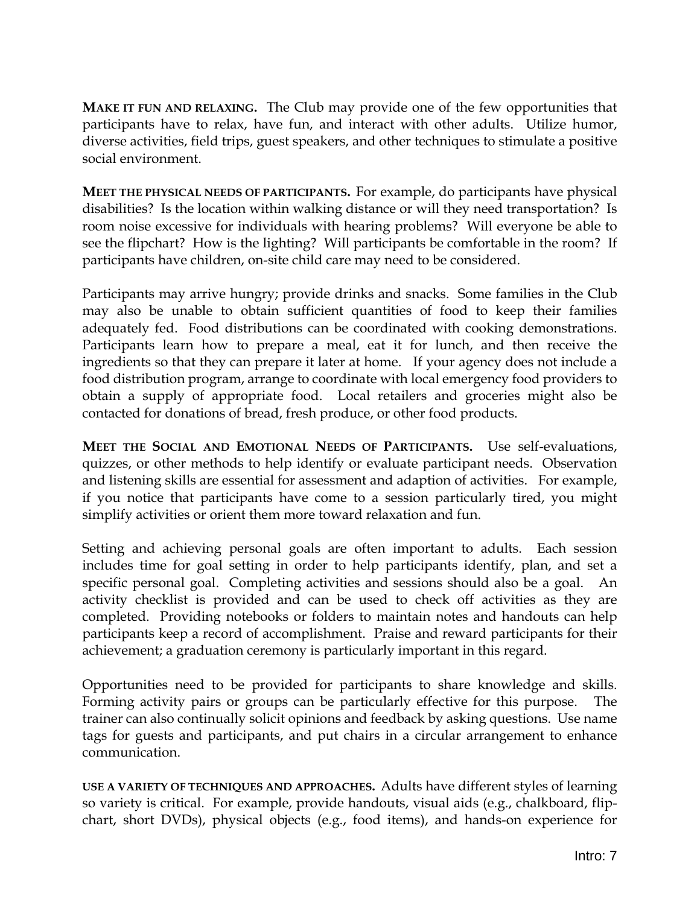**MAKE IT FUN AND RELAXING.** The Club may provide one of the few opportunities that participants have to relax, have fun, and interact with other adults. Utilize humor, diverse activities, field trips, guest speakers, and other techniques to stimulate a positive social environment.

**MEET THE PHYSICAL NEEDS OF PARTICIPANTS.** For example, do participants have physical disabilities? Is the location within walking distance or will they need transportation? Is room noise excessive for individuals with hearing problems? Will everyone be able to see the flipchart? How is the lighting? Will participants be comfortable in the room? If participants have children, on-site child care may need to be considered.

Participants may arrive hungry; provide drinks and snacks. Some families in the Club may also be unable to obtain sufficient quantities of food to keep their families adequately fed. Food distributions can be coordinated with cooking demonstrations. Participants learn how to prepare a meal, eat it for lunch, and then receive the ingredients so that they can prepare it later at home. If your agency does not include a food distribution program, arrange to coordinate with local emergency food providers to obtain a supply of appropriate food. Local retailers and groceries might also be contacted for donations of bread, fresh produce, or other food products.

**MEET THE SOCIAL AND EMOTIONAL NEEDS OF PARTICIPANTS.** Use self-evaluations, quizzes, or other methods to help identify or evaluate participant needs. Observation and listening skills are essential for assessment and adaption of activities. For example, if you notice that participants have come to a session particularly tired, you might simplify activities or orient them more toward relaxation and fun.

Setting and achieving personal goals are often important to adults. Each session includes time for goal setting in order to help participants identify, plan, and set a specific personal goal. Completing activities and sessions should also be a goal. An activity checklist is provided and can be used to check off activities as they are completed. Providing notebooks or folders to maintain notes and handouts can help participants keep a record of accomplishment. Praise and reward participants for their achievement; a graduation ceremony is particularly important in this regard.

Opportunities need to be provided for participants to share knowledge and skills. Forming activity pairs or groups can be particularly effective for this purpose. The trainer can also continually solicit opinions and feedback by asking questions. Use name tags for guests and participants, and put chairs in a circular arrangement to enhance communication.

**USE A VARIETY OF TECHNIQUES AND APPROACHES.** Adults have different styles of learning so variety is critical. For example, provide handouts, visual aids (e.g., chalkboard, flip-chart, short DVDs), physical objects (e.g., food items), and hands-on experience for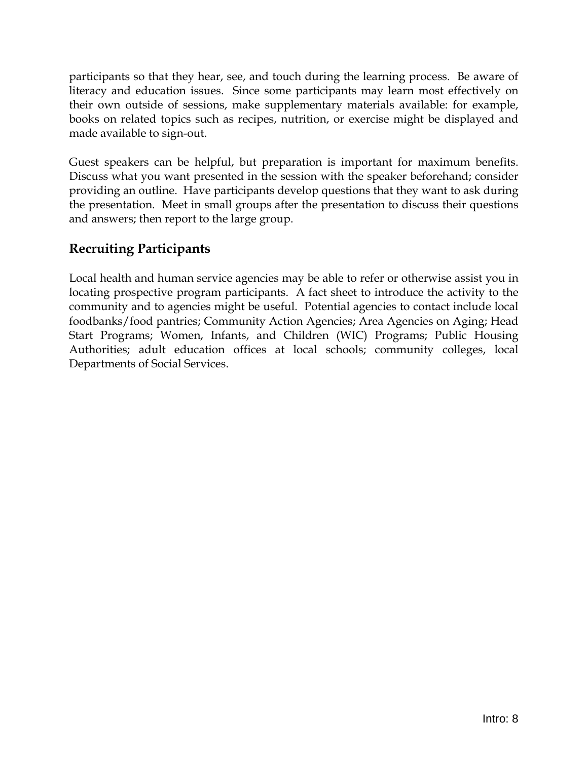participants so that they hear, see, and touch during the learning process. Be aware of literacy and education issues. Since some participants may learn most effectively on their own outside of sessions, make supplementary materials available: for example, books on related topics such as recipes, nutrition, or exercise might be displayed and made available to sign-out.

Guest speakers can be helpful, but preparation is important for maximum benefits. Discuss what you want presented in the session with the speaker beforehand; consider providing an outline. Have participants develop questions that they want to ask during the presentation. Meet in small groups after the presentation to discuss their questions and answers; then report to the large group.

## Recruiting Participants

Local health and human service agencies may be able to refer or otherwise assist you in locating prospective program participants. A fact sheet to introduce the activity to the community and to agencies might be useful. Potential agencies to contact include local foodbanks/food pantries; Community Action Agencies; Area Agencies on Aging; Head Start Programs; Women, Infants, and Children (WIC) Programs; Public Housing Authorities; adult education offices at local schools; community colleges, local Departments of Social Services.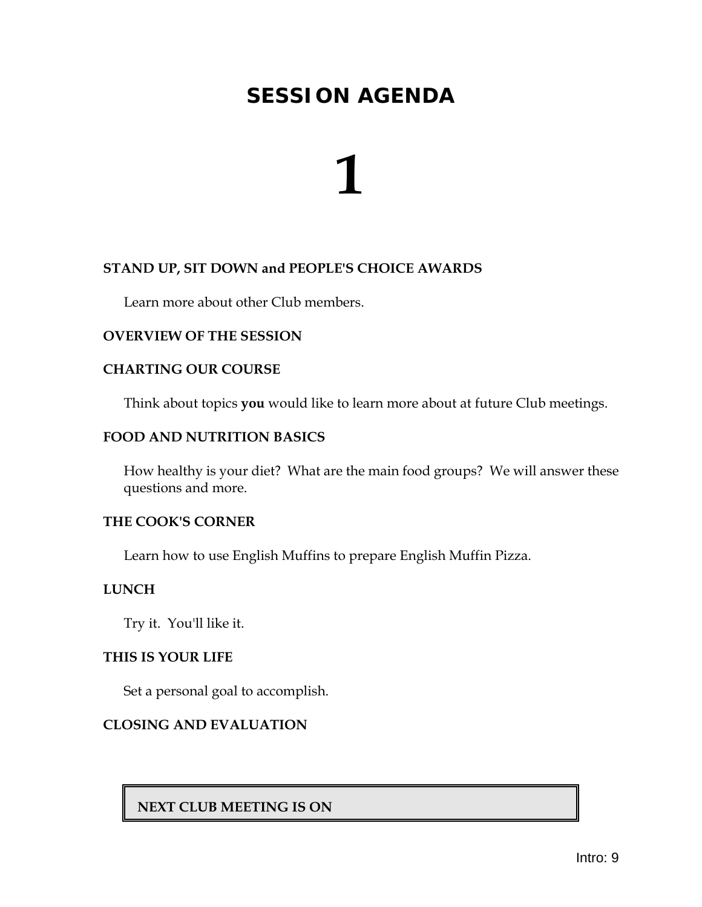# SESSION AGENDA

# 1

**STAND UP, SIT DOWN and PEOPLE'S CHOICE AWARDS**

Learn more about other Club members.

**OVERVIEW OF THE SESSION**

**CHARTING OUR COURSE**

Think about topics **you** would like to learn more about at future Club meetings.

**FOOD AND NUTRITION BASICS**

How healthy is your diet? What are the main food groups? We will answer these questions and more.

**THE COOK'S CORNER**

Learn how to use English Muffins to prepare English Muffin Pizza.

**LUNCH**

Try it. You'll like it.

**THIS IS YOUR LIFE**

Set a personal goal to accomplish.

**CLOSING AND EVALUATION**

**NEXT CLUB MEETING IS ON**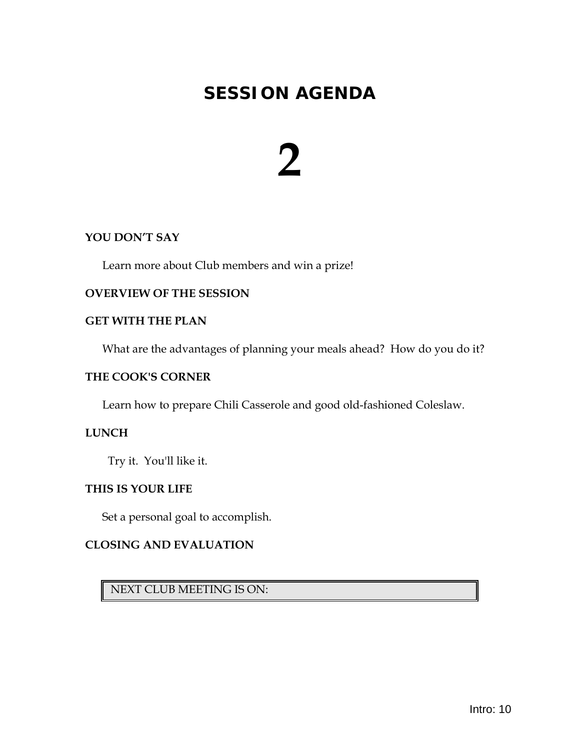# SESSION AGENDA

# 2

**YOU DON'T SAY**

Learn more about Club members and win a prize!

**OVERVIEW OF THE SESSION**

**GET WITH THE PLAN**

What are the advantages of planning your meals ahead? How do you do it?

**THE COOK'S CORNER**

Learn how to prepare Chili Casserole and good old-fashioned Coleslaw.

**LUNCH**

Try it. You'll like it.

**THIS IS YOUR LIFE**

Set a personal goal to accomplish.

**CLOSING AND EVALUATION**

| NEXT CLUB MEETING IS ON: |
|---|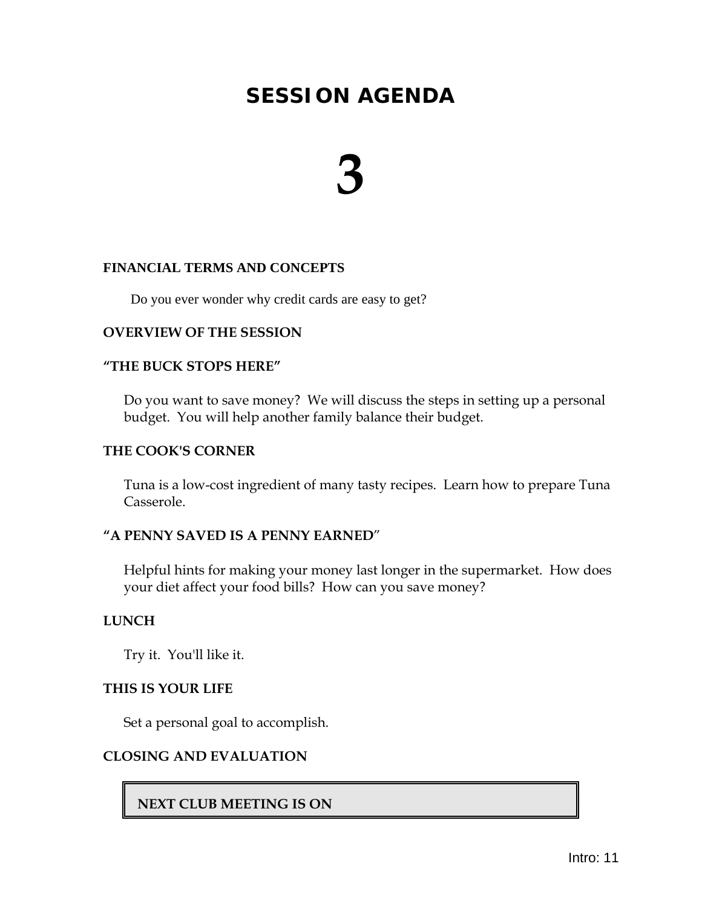# SESSION AGENDA

# 3

**FINANCIAL TERMS AND CONCEPTS**

Do you ever wonder why credit cards are easy to get?

**OVERVIEW OF THE SESSION**

**"THE BUCK STOPS HERE"**

Do you want to save money? We will discuss the steps in setting up a personal budget. You will help another family balance their budget.

**THE COOK'S CORNER**

Tuna is a low-cost ingredient of many tasty recipes. Learn how to prepare Tuna Casserole.

**"A PENNY SAVED IS A PENNY EARNED"**

Helpful hints for making your money last longer in the supermarket. How does your diet affect your food bills? How can you save money?

**LUNCH**

Try it. You'll like it.

**THIS IS YOUR LIFE**

Set a personal goal to accomplish.

**CLOSING AND EVALUATION**

**NEXT CLUB MEETING IS ON**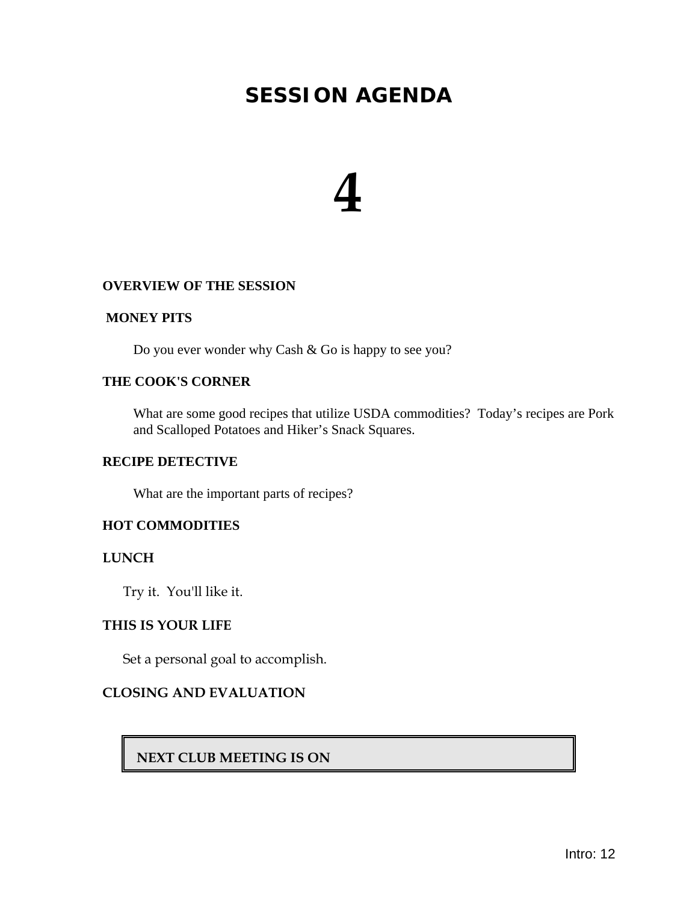# SESSION AGENDA

# 4

**OVERVIEW OF THE SESSION**

**MONEY PITS**

Do you ever wonder why Cash & Go is happy to see you?

**THE COOK'S CORNER**

What are some good recipes that utilize USDA commodities? Today's recipes are Pork and Scalloped Potatoes and Hiker's Snack Squares.

**RECIPE DETECTIVE**

What are the important parts of recipes?

**HOT COMMODITIES**

**LUNCH**

Try it. You'll like it.

**THIS IS YOUR LIFE**

Set a personal goal to accomplish.

**CLOSING AND EVALUATION**

| **NEXT CLUB MEETING IS ON** |
|---|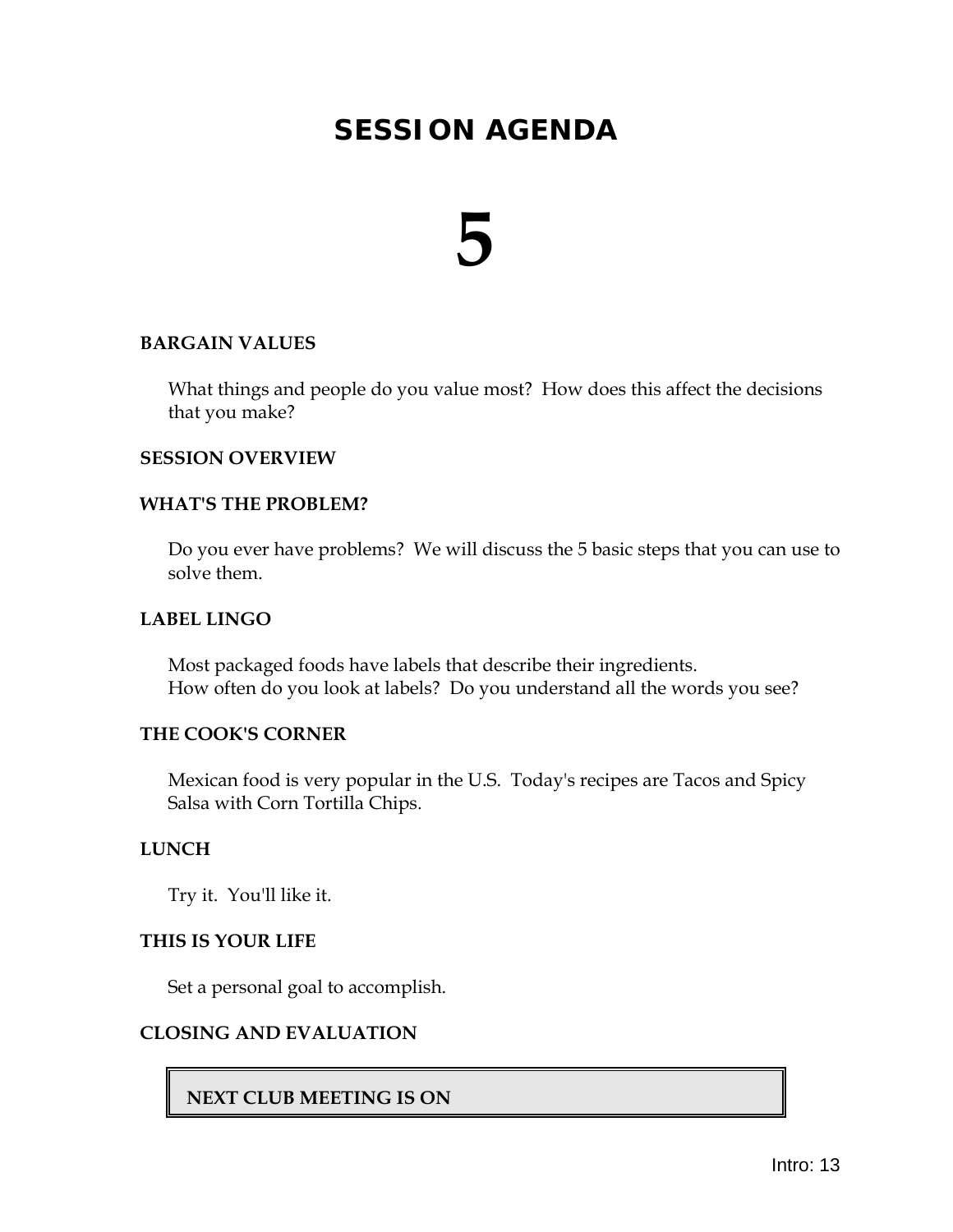# SESSION AGENDA

# 5

**BARGAIN VALUES**

What things and people do you value most? How does this affect the decisions that you make?

**SESSION OVERVIEW**

**WHAT'S THE PROBLEM?**

Do you ever have problems? We will discuss the 5 basic steps that you can use to solve them.

**LABEL LINGO**

Most packaged foods have labels that describe their ingredients.
How often do you look at labels? Do you understand all the words you see?

**THE COOK'S CORNER**

Mexican food is very popular in the U.S. Today's recipes are Tacos and Spicy Salsa with Corn Tortilla Chips.

**LUNCH**

Try it. You'll like it.

**THIS IS YOUR LIFE**

Set a personal goal to accomplish.

**CLOSING AND EVALUATION**

**NEXT CLUB MEETING IS ON**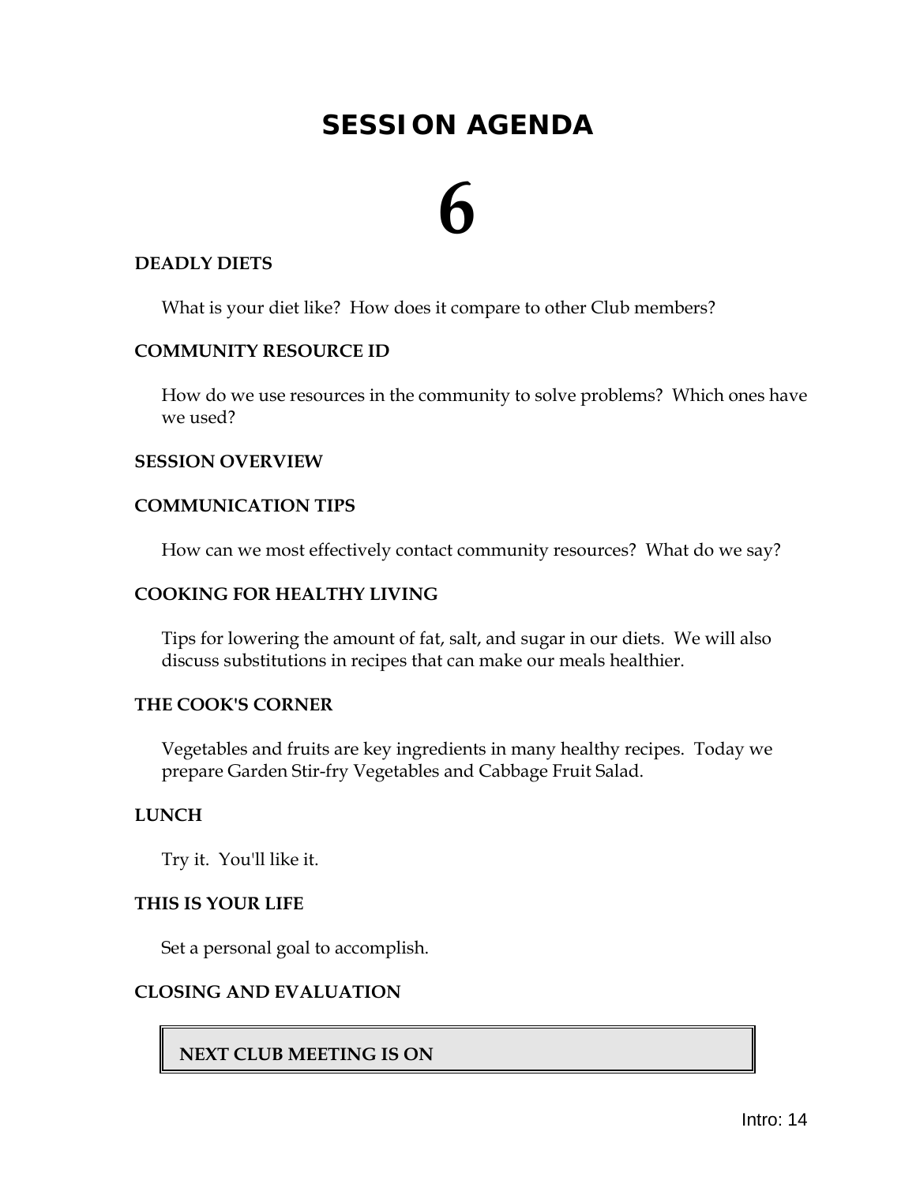# SESSION AGENDA

# 6

### DEADLY DIETS

What is your diet like? How does it compare to other Club members?

### COMMUNITY RESOURCE ID

How do we use resources in the community to solve problems? Which ones have we used?

### SESSION OVERVIEW

### COMMUNICATION TIPS

How can we most effectively contact community resources? What do we say?

### COOKING FOR HEALTHY LIVING

Tips for lowering the amount of fat, salt, and sugar in our diets. We will also discuss substitutions in recipes that can make our meals healthier.

### THE COOK'S CORNER

Vegetables and fruits are key ingredients in many healthy recipes. Today we prepare Garden Stir-fry Vegetables and Cabbage Fruit Salad.

### LUNCH

Try it. You'll like it.

### THIS IS YOUR LIFE

Set a personal goal to accomplish.

### CLOSING AND EVALUATION

**NEXT CLUB MEETING IS ON**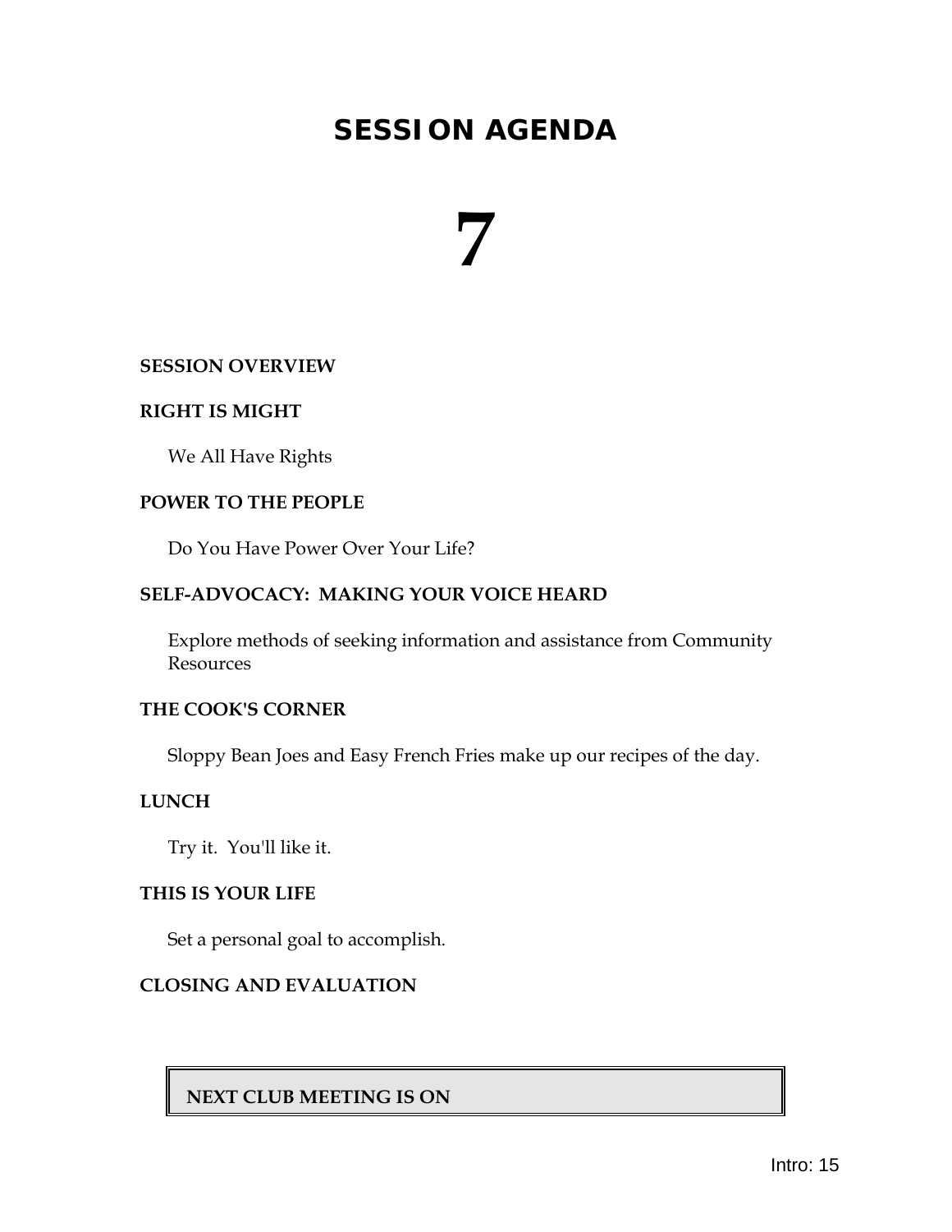# SESSION AGENDA

# 7

**SESSION OVERVIEW**

**RIGHT IS MIGHT**

We All Have Rights

**POWER TO THE PEOPLE**

Do You Have Power Over Your Life?

**SELF-ADVOCACY: MAKING YOUR VOICE HEARD**

Explore methods of seeking information and assistance from Community Resources

**THE COOK'S CORNER**

Sloppy Bean Joes and Easy French Fries make up our recipes of the day.

**LUNCH**

Try it. You'll like it.

**THIS IS YOUR LIFE**

Set a personal goal to accomplish.

**CLOSING AND EVALUATION**

| **NEXT CLUB MEETING IS ON** |
|---|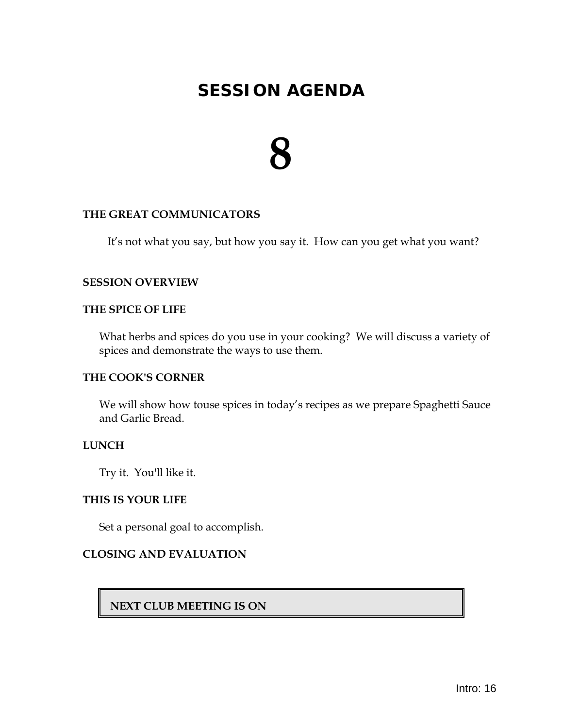# SESSION AGENDA

# 8

**THE GREAT COMMUNICATORS**

It's not what you say, but how you say it. How can you get what you want?

**SESSION OVERVIEW**

**THE SPICE OF LIFE**

What herbs and spices do you use in your cooking? We will discuss a variety of spices and demonstrate the ways to use them.

**THE COOK'S CORNER**

We will show how touse spices in today's recipes as we prepare Spaghetti Sauce and Garlic Bread.

**LUNCH**

Try it. You'll like it.

**THIS IS YOUR LIFE**

Set a personal goal to accomplish.

**CLOSING AND EVALUATION**

| **NEXT CLUB MEETING IS ON** |
|---|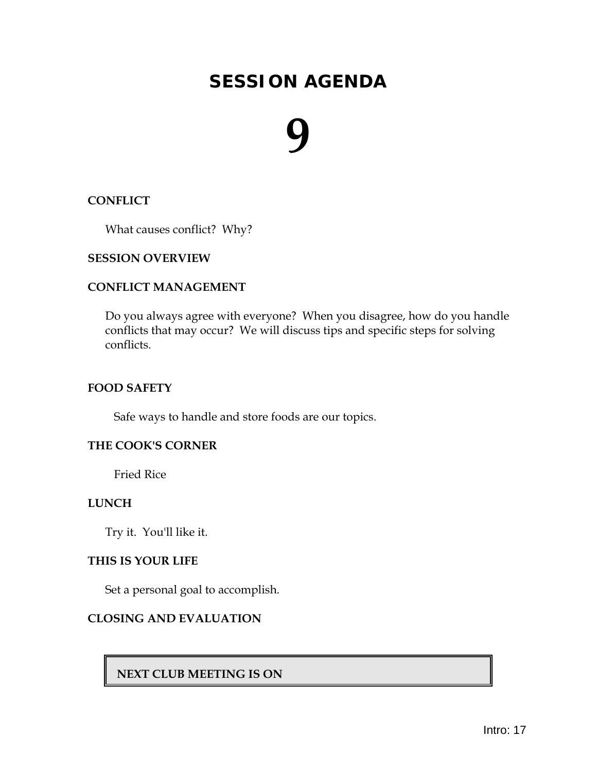# SESSION AGENDA

# 9

**CONFLICT**

What causes conflict? Why?

**SESSION OVERVIEW**

**CONFLICT MANAGEMENT**

Do you always agree with everyone? When you disagree, how do you handle conflicts that may occur? We will discuss tips and specific steps for solving conflicts.

**FOOD SAFETY**

Safe ways to handle and store foods are our topics.

**THE COOK'S CORNER**

Fried Rice

**LUNCH**

Try it. You'll like it.

**THIS IS YOUR LIFE**

Set a personal goal to accomplish.

**CLOSING AND EVALUATION**

| NEXT CLUB MEETING IS ON |
| --- |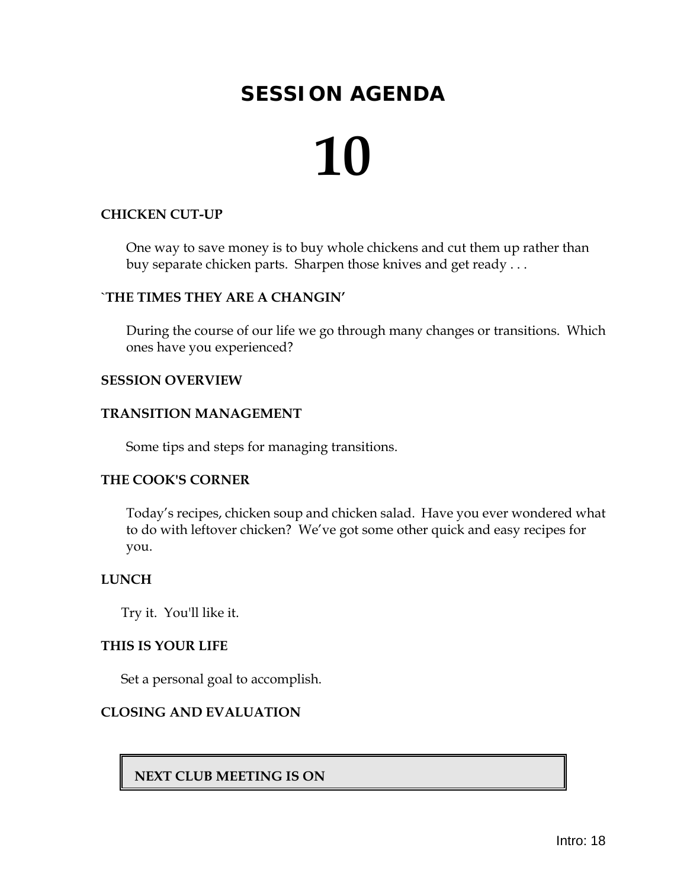# SESSION AGENDA

# 10

**CHICKEN CUT-UP**

One way to save money is to buy whole chickens and cut them up rather than buy separate chicken parts. Sharpen those knives and get ready . . .

**`THE TIMES THEY ARE A CHANGIN'**

During the course of our life we go through many changes or transitions. Which ones have you experienced?

**SESSION OVERVIEW**

**TRANSITION MANAGEMENT**

Some tips and steps for managing transitions.

**THE COOK'S CORNER**

Today's recipes, chicken soup and chicken salad. Have you ever wondered what to do with leftover chicken? We've got some other quick and easy recipes for you.

**LUNCH**

Try it. You'll like it.

**THIS IS YOUR LIFE**

Set a personal goal to accomplish.

**CLOSING AND EVALUATION**

**NEXT CLUB MEETING IS ON**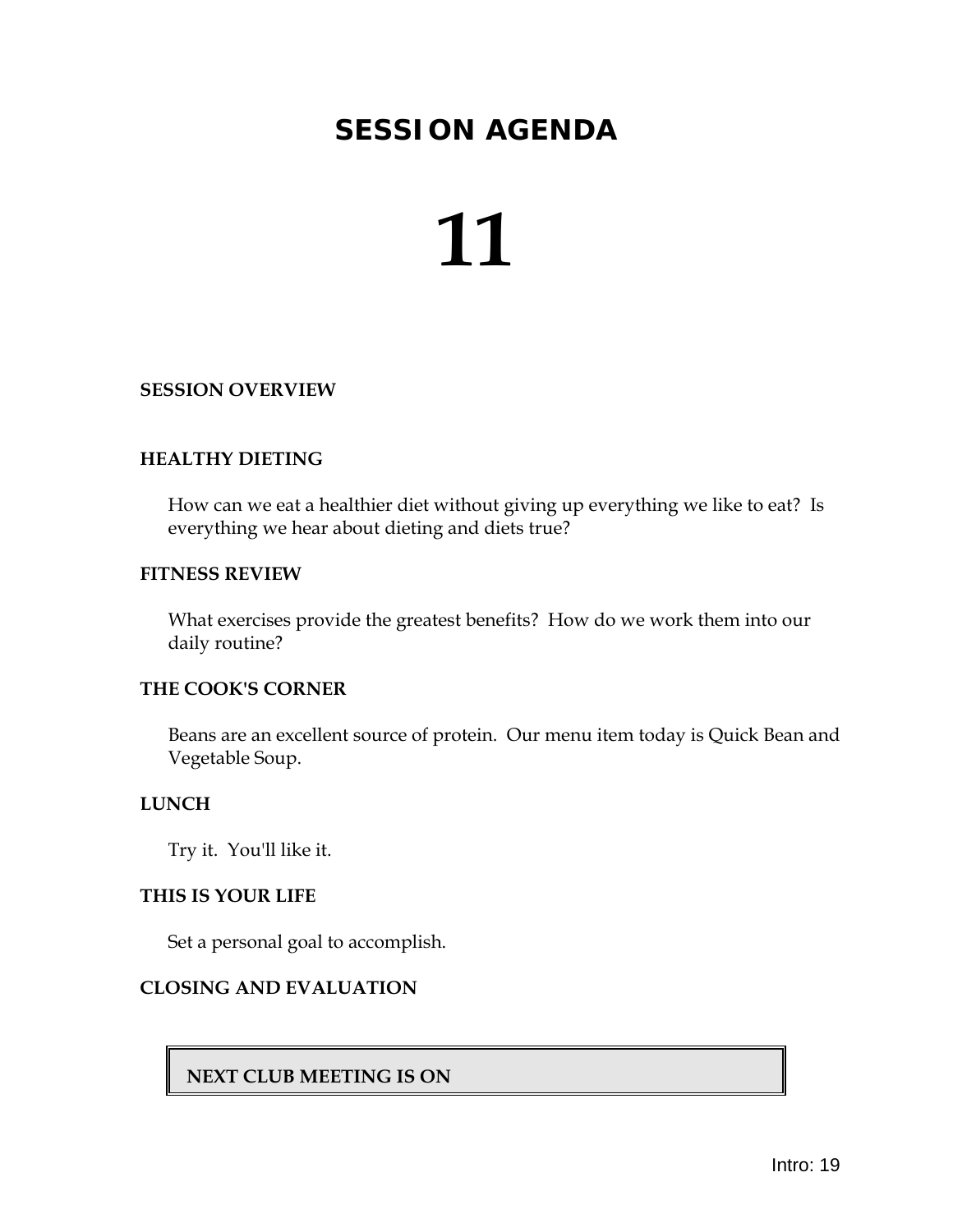# SESSION AGENDA

# 11

**SESSION OVERVIEW**

**HEALTHY DIETING**

How can we eat a healthier diet without giving up everything we like to eat? Is everything we hear about dieting and diets true?

**FITNESS REVIEW**

What exercises provide the greatest benefits? How do we work them into our daily routine?

**THE COOK'S CORNER**

Beans are an excellent source of protein. Our menu item today is Quick Bean and Vegetable Soup.

**LUNCH**

Try it. You'll like it.

**THIS IS YOUR LIFE**

Set a personal goal to accomplish.

**CLOSING AND EVALUATION**

**NEXT CLUB MEETING IS ON**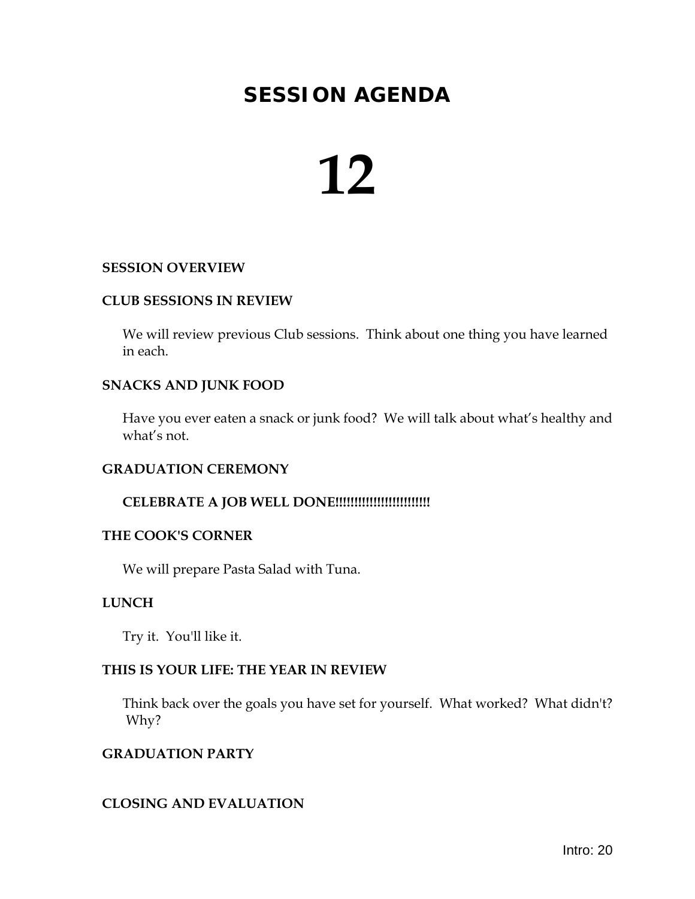# SESSION AGENDA

# 12

**SESSION OVERVIEW**

**CLUB SESSIONS IN REVIEW**

We will review previous Club sessions. Think about one thing you have learned in each.

**SNACKS AND JUNK FOOD**

Have you ever eaten a snack or junk food? We will talk about what's healthy and what's not.

**GRADUATION CEREMONY**

**CELEBRATE A JOB WELL DONE!!!!!!!!!!!!!!!!!!!!!!!!**

**THE COOK'S CORNER**

We will prepare Pasta Salad with Tuna.

**LUNCH**

Try it. You'll like it.

**THIS IS YOUR LIFE: THE YEAR IN REVIEW**

Think back over the goals you have set for yourself. What worked? What didn't? Why?

**GRADUATION PARTY**

**CLOSING AND EVALUATION**